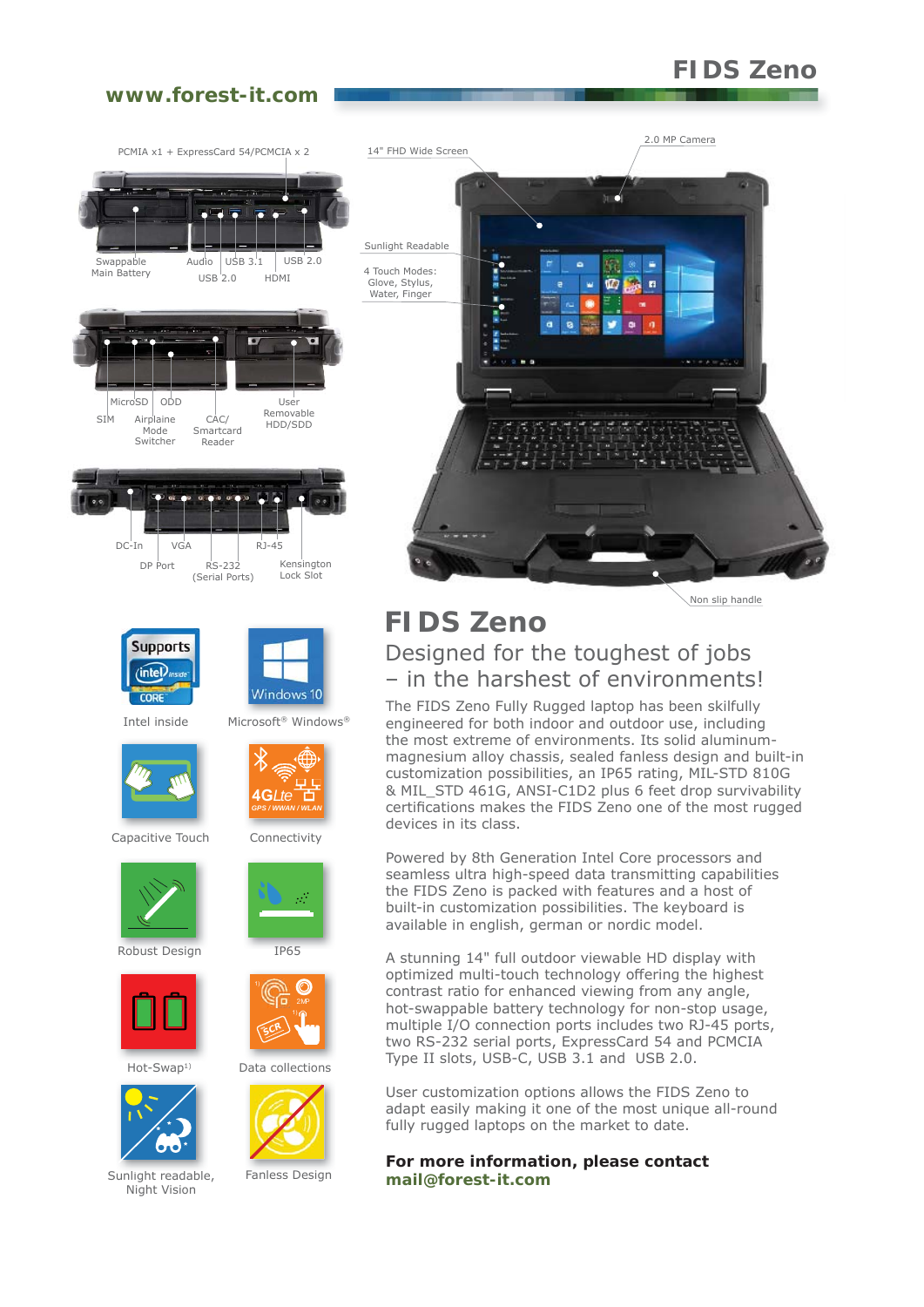# FI DS Zeno

www.forest-it.com

PCMIA x1 + ExpressCard 54/PCMCIA x 2

Swappable Main Battery

Audio

USB 3.1

USB 2.0

USB 2.0

HDMI

MicroSD

ODD

SIM

Airplaine Mode Switcher

CAC/ Smartcard Reader

User Removable HDD/SDD

DC-In

VGA

RJ-45

DP Port

RS-232 (Serial Ports)

Kensington Lock Slot

14" FHD Wide Screen

2.0 MP Camera

Sunlight Readable

4 Touch Modes: Glove, Stylus, Water, Finger

Non slip handle

Intel inside

Microsoft® Windows®

Capacitive Touch

Connectivity

Robust Design

IP65

Hot-Swap[1)]

Data collections

Sunlight readable, Night Vision

Fanless Design

## FI DS Zeno

### Designed for the toughest of jobs – in the harshest of environments!

The FIDS Zeno Fully Rugged laptop has been skilfully engineered for both indoor and outdoor use, including the most extreme of environments. Its solid aluminum-magnesium alloy chassis, sealed fanless design and built-in customization possibilities, an IP65 rating, MIL-STD 810G & MIL_STD 461G, ANSI-C1D2 plus 6 feet drop survivability certifications makes the FIDS Zeno one of the most rugged devices in its class.

Powered by 8th Generation Intel Core processors and seamless ultra high-speed data transmitting capabilities the FIDS Zeno is packed with features and a host of built-in customization possibilities. The keyboard is available in english, german or nordic model.

A stunning 14" full outdoor viewable HD display with optimized multi-touch technology offering the highest contrast ratio for enhanced viewing from any angle, hot-swappable battery technology for non-stop usage, multiple I/O connection ports includes two RJ-45 ports, two RS-232 serial ports, ExpressCard 54 and PCMCIA Type II slots, USB-C, USB 3.1 and USB 2.0.

User customization options allows the FIDS Zeno to adapt easily making it one of the most unique all-round fully rugged laptops on the market to date.

**For more information, please contact**
**mail@forest-it.com**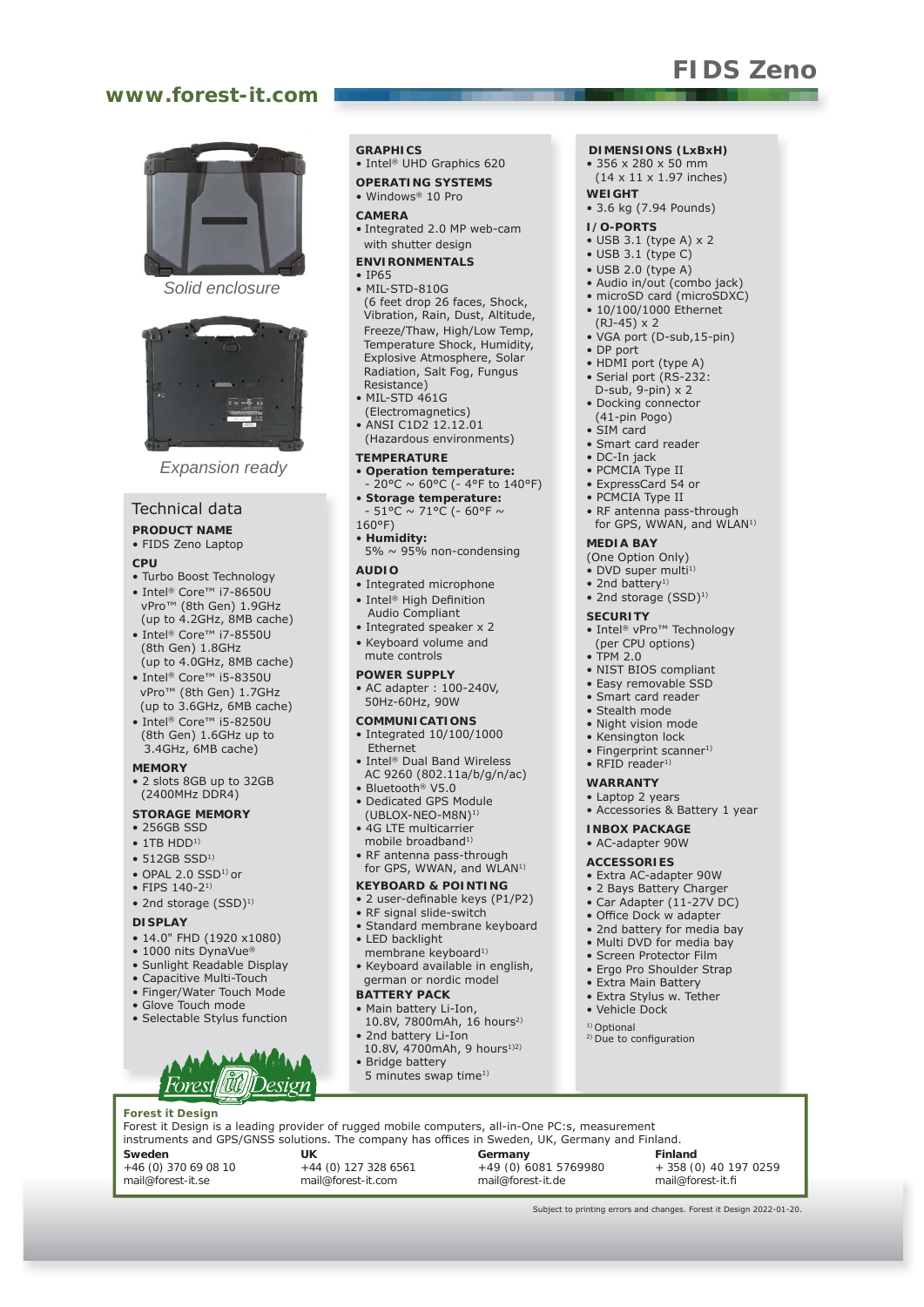# FIDS Zeno

www.forest-it.com

*Solid enclosure*

*Expansion ready*

## Technical data

**PRODUCT NAME**
- FIDS Zeno Laptop

**CPU**
- Turbo Boost Technology
- Intel® Core™ i7-8650U vPro™ (8th Gen) 1.9GHz (up to 4.2GHz, 8MB cache)
- Intel® Core™ i7-8550U (8th Gen) 1.8GHz (up to 4.0GHz, 8MB cache)
- Intel® Core™ i5-8350U vPro™ (8th Gen) 1.7GHz (up to 3.6GHz, 6MB cache)
- Intel® Core™ i5-8250U (8th Gen) 1.6GHz up to 3.4GHz, 6MB cache)

**MEMORY**
- 2 slots 8GB up to 32GB (2400MHz DDR4)

**STORAGE MEMORY**
- 256GB SSD
- 1TB HDD[1)]
- 512GB SSD[1)]
- OPAL 2.0 SSD[1)] or
- FIPS 140-2[1)]
- 2nd storage (SSD)[1)]

**DISPLAY**
- 14.0" FHD (1920 x1080)
- 1000 nits DynaVue®
- Sunlight Readable Display
- Capacitive Multi-Touch
- Finger/Water Touch Mode
- Glove Touch mode
- Selectable Stylus function

**GRAPHICS**
- Intel® UHD Graphics 620

**OPERATING SYSTEMS**
- Windows® 10 Pro

**CAMERA**
- Integrated 2.0 MP web-cam with shutter design

**ENVIRONMENTALS**
- IP65
- MIL-STD-810G (6 feet drop 26 faces, Shock, Vibration, Rain, Dust, Altitude, Freeze/Thaw, High/Low Temp, Temperature Shock, Humidity, Explosive Atmosphere, Solar Radiation, Salt Fog, Fungus Resistance)
- MIL-STD 461G (Electromagnetics)
- ANSI C1D2 12.12.01 (Hazardous environments)

**TEMPERATURE**
- **Operation temperature:** - 20°C ~ 60°C (- 4°F to 140°F)
- **Storage temperature:** - 51°C ~ 71°C (- 60°F ~ 160°F)
- **Humidity:** 5% ~ 95% non-condensing

**AUDIO**
- Integrated microphone
- Intel® High Definition Audio Compliant
- Integrated speaker x 2
- Keyboard volume and mute controls

**POWER SUPPLY**
- AC adapter : 100-240V, 50Hz-60Hz, 90W

**COMMUNICATIONS**
- Integrated 10/100/1000 Ethernet
- Intel® Dual Band Wireless AC 9260 (802.11a/b/g/n/ac)
- Bluetooth® V5.0
- Dedicated GPS Module (UBLOX-NEO-M8N)[1)]
- 4G LTE multicarrier mobile broadband[1)]
- RF antenna pass-through for GPS, WWAN, and WLAN[1)]

**KEYBOARD & POINTING**
- 2 user-definable keys (P1/P2)
- RF signal slide-switch
- Standard membrane keyboard
- LED backlight membrane keyboard[1)]
- Keyboard available in english, german or nordic model

**BATTERY PACK**
- Main battery Li-Ion, 10.8V, 7800mAh, 16 hours[2)]
- 2nd battery Li-Ion 10.8V, 4700mAh, 9 hours[1)2)]
- Bridge battery 5 minutes swap time[1)]

**DIMENSIONS (LxBxH)**
- 356 x 280 x 50 mm (14 x 11 x 1.97 inches)

**WEIGHT**
- 3.6 kg (7.94 Pounds)

**I/O-PORTS**
- USB 3.1 (type A) x 2
- USB 3.1 (type C)
- USB 2.0 (type A)
- Audio in/out (combo jack)
- microSD card (microSDXC)
- 10/100/1000 Ethernet (RJ-45) x 2
- VGA port (D-sub,15-pin)
- DP port
- HDMI port (type A)
- Serial port (RS-232: D-sub, 9-pin) x 2
- Docking connector (41-pin Pogo)
- SIM card
- Smart card reader
- DC-In jack
- PCMCIA Type II
- ExpressCard 54 or
- PCMCIA Type II
- RF antenna pass-through for GPS, WWAN, and WLAN[1)]

**MEDIA BAY**
(One Option Only)
- DVD super multi[1)]
- 2nd battery[1)]
- 2nd storage (SSD)[1)]

**SECURITY**
- Intel® vPro™ Technology (per CPU options)
- TPM 2.0
- NIST BIOS compliant
- Easy removable SSD
- Smart card reader
- Stealth mode
- Night vision mode
- Kensington lock
- Fingerprint scanner[1)]
- RFID reader[1)]

**WARRANTY**
- Laptop 2 years
- Accessories & Battery 1 year

**INBOX PACKAGE**
- AC-adapter 90W

**ACCESSORIES**
- Extra AC-adapter 90W
- 2 Bays Battery Charger
- Car Adapter (11-27V DC)
- Office Dock w adapter
- 2nd battery for media bay
- Multi DVD for media bay
- Screen Protector Film
- Ergo Pro Shoulder Strap
- Extra Main Battery
- Extra Stylus w. Tether
- Vehicle Dock

[1)] Optional
[2)] Due to configuration

**Forest it Design**
Forest it Design is a leading provider of rugged mobile computers, all-in-One PC:s, measurement instruments and GPS/GNSS solutions. The company has offices in Sweden, UK, Germany and Finland.

| Sweden | UK | Germany | Finland |
|---|---|---|---|
| +46 (0) 370 69 08 10 | +44 (0) 127 328 6561 | +49 (0) 6081 5769980 | + 358 (0) 40 197 0259 |
| mail@forest-it.se | mail@forest-it.com | mail@forest-it.de | mail@forest-it.fi |

Subject to printing errors and changes. Forest it Design 2022-01-20.